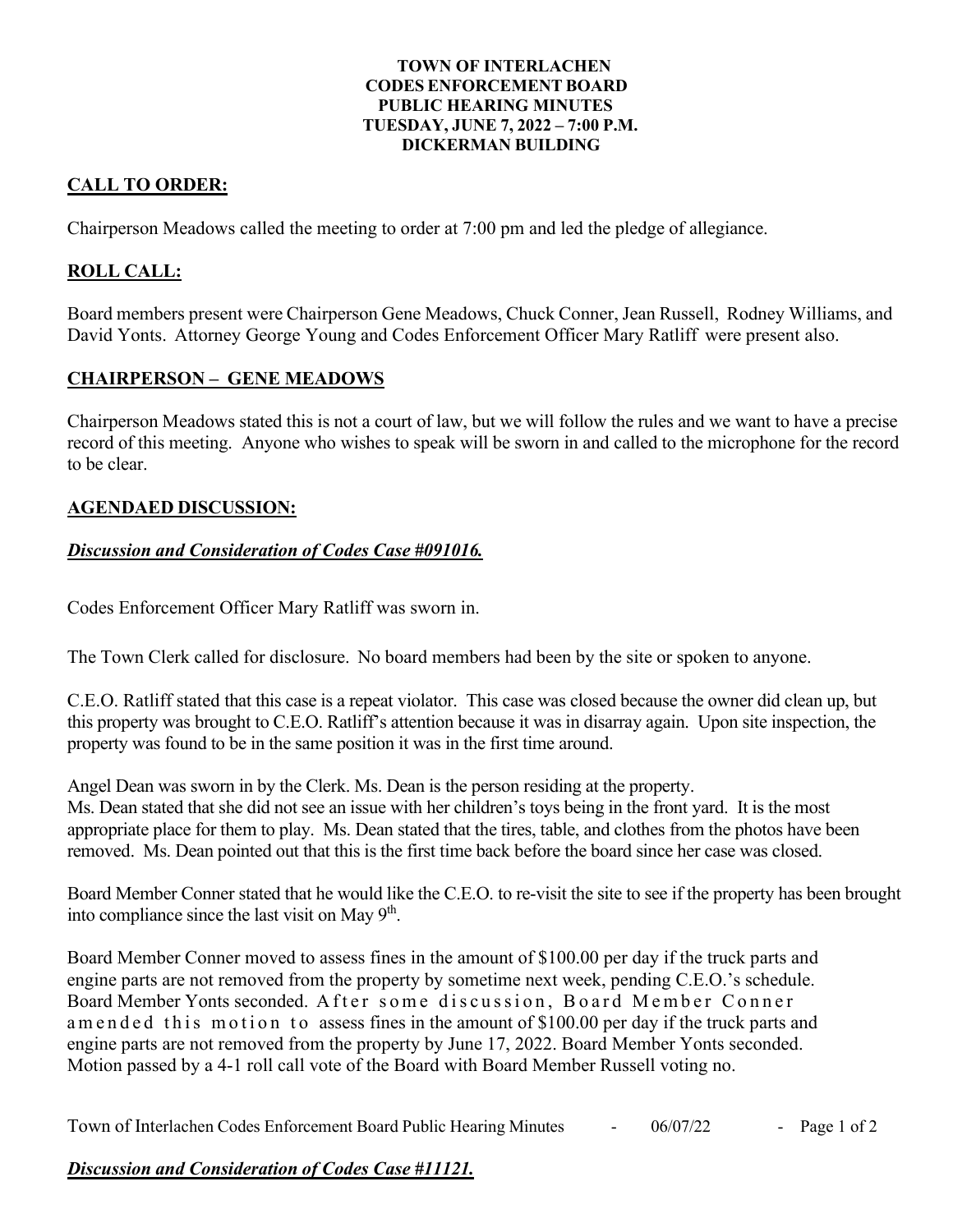**TOWN OF INTERLACHEN**
**CODES ENFORCEMENT BOARD**
**PUBLIC HEARING MINUTES**
**TUESDAY, JUNE 7, 2022 – 7:00 P.M.**
**DICKERMAN BUILDING**

## CALL TO ORDER:

Chairperson Meadows called the meeting to order at 7:00 pm and led the pledge of allegiance.

## ROLL CALL:

Board members present were Chairperson Gene Meadows, Chuck Conner, Jean Russell, Rodney Williams, and David Yonts. Attorney George Young and Codes Enforcement Officer Mary Ratliff were present also.

## CHAIRPERSON – GENE MEADOWS

Chairperson Meadows stated this is not a court of law, but we will follow the rules and we want to have a precise record of this meeting. Anyone who wishes to speak will be sworn in and called to the microphone for the record to be clear.

## AGENDAED DISCUSSION:

### *Discussion and Consideration of Codes Case #091016.*

Codes Enforcement Officer Mary Ratliff was sworn in.

The Town Clerk called for disclosure. No board members had been by the site or spoken to anyone.

C.E.O. Ratliff stated that this case is a repeat violator. This case was closed because the owner did clean up, but this property was brought to C.E.O. Ratliff's attention because it was in disarray again. Upon site inspection, the property was found to be in the same position it was in the first time around.

Angel Dean was sworn in by the Clerk. Ms. Dean is the person residing at the property.
Ms. Dean stated that she did not see an issue with her children's toys being in the front yard. It is the most appropriate place for them to play. Ms. Dean stated that the tires, table, and clothes from the photos have been removed. Ms. Dean pointed out that this is the first time back before the board since her case was closed.

Board Member Conner stated that he would like the C.E.O. to re-visit the site to see if the property has been brought into compliance since the last visit on May 9th.

Board Member Conner moved to assess fines in the amount of $100.00 per day if the truck parts and engine parts are not removed from the property by sometime next week, pending C.E.O.'s schedule. Board Member Yonts seconded. After some discussion, Board Member Conner amended this motion to assess fines in the amount of $100.00 per day if the truck parts and engine parts are not removed from the property by June 17, 2022. Board Member Yonts seconded. Motion passed by a 4-1 roll call vote of the Board with Board Member Russell voting no.

### *Discussion and Consideration of Codes Case #11121.*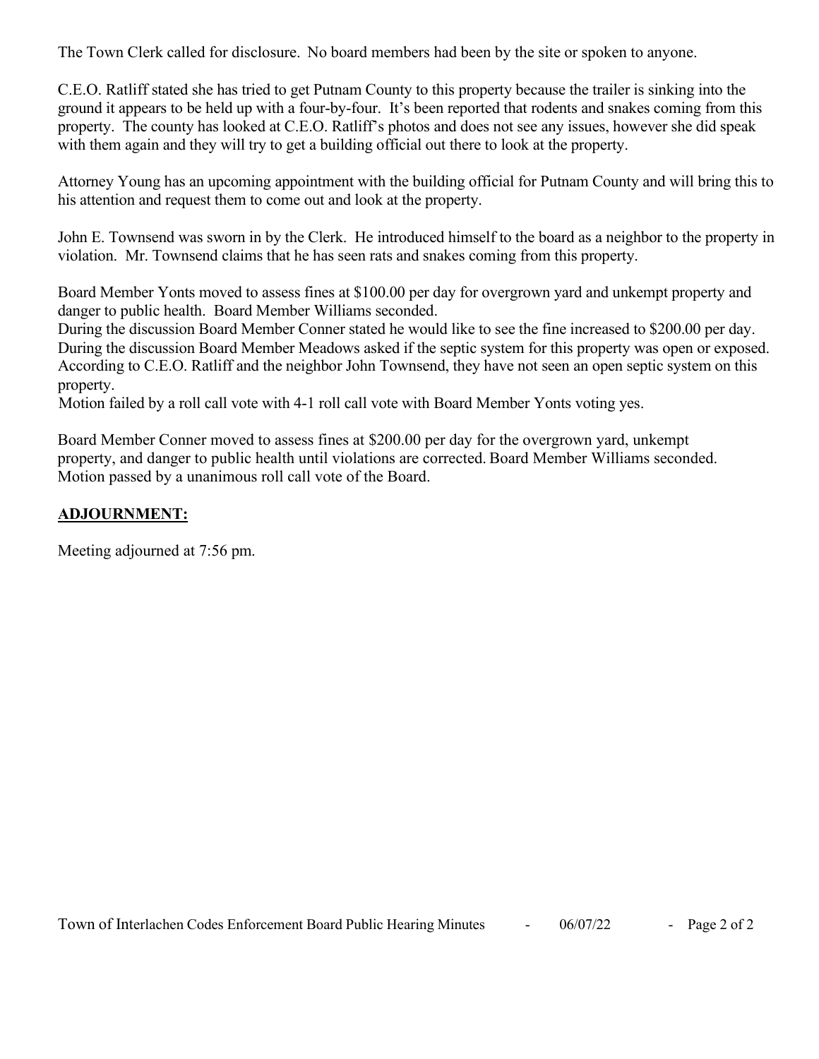The Town Clerk called for disclosure. No board members had been by the site or spoken to anyone.

C.E.O. Ratliff stated she has tried to get Putnam County to this property because the trailer is sinking into the ground it appears to be held up with a four-by-four. It's been reported that rodents and snakes coming from this property. The county has looked at C.E.O. Ratliff's photos and does not see any issues, however she did speak with them again and they will try to get a building official out there to look at the property.

Attorney Young has an upcoming appointment with the building official for Putnam County and will bring this to his attention and request them to come out and look at the property.

John E. Townsend was sworn in by the Clerk. He introduced himself to the board as a neighbor to the property in violation. Mr. Townsend claims that he has seen rats and snakes coming from this property.

Board Member Yonts moved to assess fines at $100.00 per day for overgrown yard and unkempt property and danger to public health. Board Member Williams seconded.
During the discussion Board Member Conner stated he would like to see the fine increased to $200.00 per day. During the discussion Board Member Meadows asked if the septic system for this property was open or exposed. According to C.E.O. Ratliff and the neighbor John Townsend, they have not seen an open septic system on this property.
Motion failed by a roll call vote with 4-1 roll call vote with Board Member Yonts voting yes.

Board Member Conner moved to assess fines at $200.00 per day for the overgrown yard, unkempt property, and danger to public health until violations are corrected. Board Member Williams seconded. Motion passed by a unanimous roll call vote of the Board.

**ADJOURNMENT:**

Meeting adjourned at 7:56 pm.